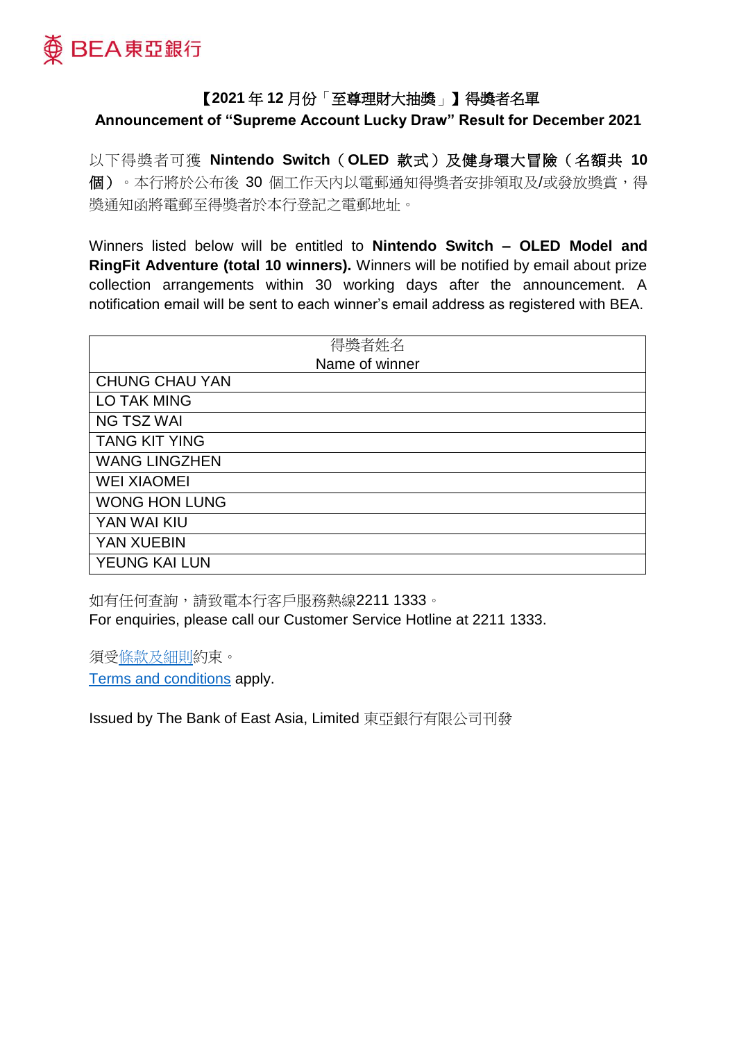BEA 東亞銀行

## 【2021年12月份「至尊理財大抽獎」】得獎者名單
## Announcement of "Supreme Account Lucky Draw" Result for December 2021

以下得獎者可獲 **Nintendo Switch（OLED 款式）及健身環大冒險（名額共 10 個）**。本行將於公布後 30 個工作天內以電郵通知得獎者安排領取及/或發放獎賞，得獎通知函將電郵至得獎者於本行登記之電郵地址。

Winners listed below will be entitled to **Nintendo Switch – OLED Model and RingFit Adventure (total 10 winners).** Winners will be notified by email about prize collection arrangements within 30 working days after the announcement. A notification email will be sent to each winner's email address as registered with BEA.

| 得獎者姓名<br>Name of winner |
|---|
| CHUNG CHAU YAN |
| LO TAK MING |
| NG TSZ WAI |
| TANG KIT YING |
| WANG LINGZHEN |
| WEI XIAOMEI |
| WONG HON LUNG |
| YAN WAI KIU |
| YAN XUEBIN |
| YEUNG KAI LUN |

如有任何查詢，請致電本行客戶服務熱線2211 1333。
For enquiries, please call our Customer Service Hotline at 2211 1333.

須受條款及細則約束。
Terms and conditions apply.

Issued by The Bank of East Asia, Limited 東亞銀行有限公司刊發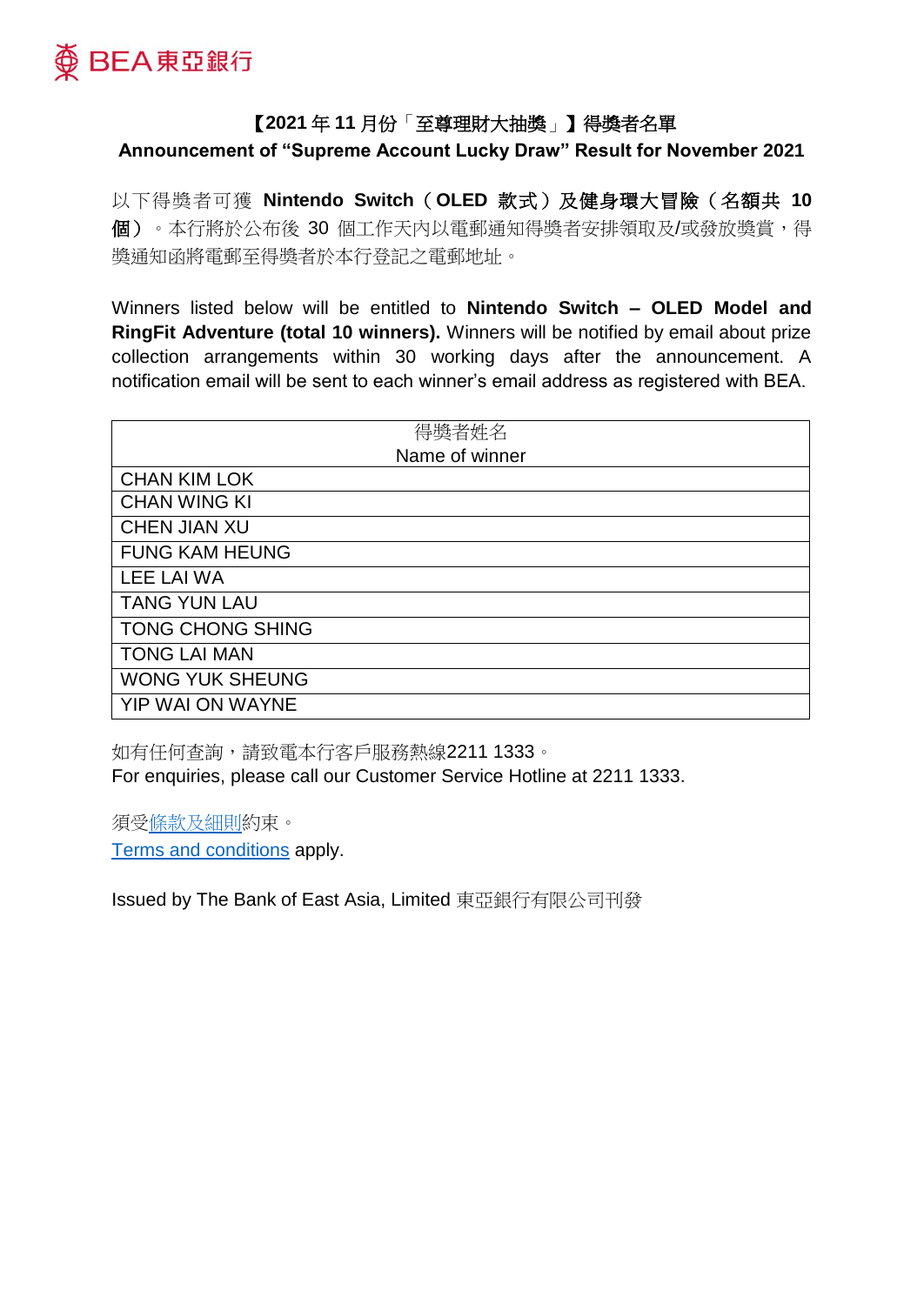BEA東亞銀行

## 【2021年11月份「至尊理財大抽獎」】得獎者名單
## Announcement of "Supreme Account Lucky Draw" Result for November 2021

以下得獎者可獲 **Nintendo Switch（OLED 款式）及健身環大冒險（名額共 10 個）**。本行將於公布後 30 個工作天內以電郵通知得獎者安排領取及/或發放獎賞，得獎通知函將電郵至得獎者於本行登記之電郵地址。

Winners listed below will be entitled to **Nintendo Switch – OLED Model and RingFit Adventure (total 10 winners).** Winners will be notified by email about prize collection arrangements within 30 working days after the announcement. A notification email will be sent to each winner's email address as registered with BEA.

| 得獎者姓名<br>Name of winner |
|---|
| CHAN KIM LOK |
| CHAN WING KI |
| CHEN JIAN XU |
| FUNG KAM HEUNG |
| LEE LAI WA |
| TANG YUN LAU |
| TONG CHONG SHING |
| TONG LAI MAN |
| WONG YUK SHEUNG |
| YIP WAI ON WAYNE |

如有任何查詢，請致電本行客戶服務熱線2211 1333。
For enquiries, please call our Customer Service Hotline at 2211 1333.

須受條款及細則約束。
Terms and conditions apply.

Issued by The Bank of East Asia, Limited 東亞銀行有限公司刊發